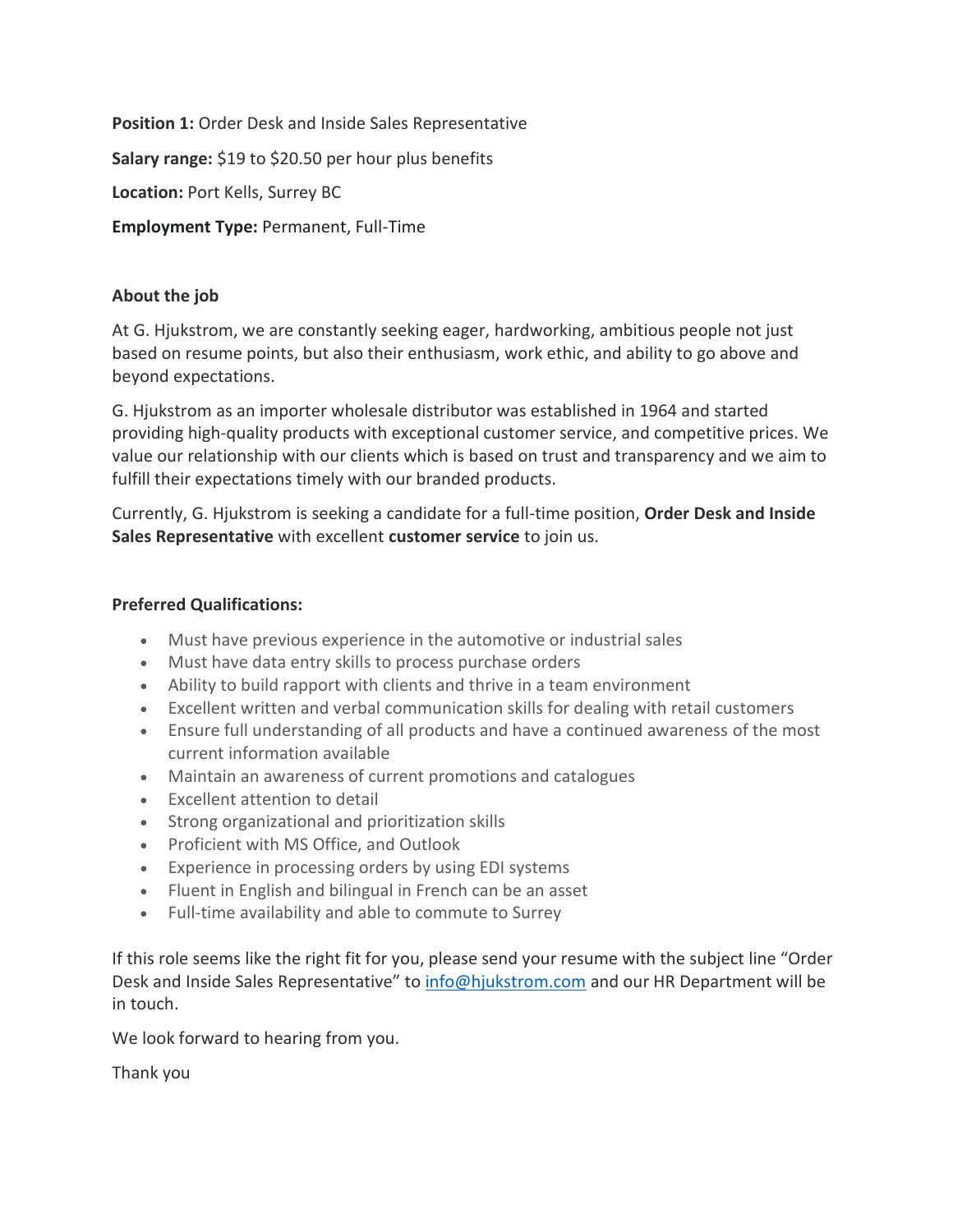**Position 1:** Order Desk and Inside Sales Representative

**Salary range:** $19 to $20.50 per hour plus benefits

**Location:** Port Kells, Surrey BC

**Employment Type:** Permanent, Full-Time

**About the job**

At G. Hjukstrom, we are constantly seeking eager, hardworking, ambitious people not just based on resume points, but also their enthusiasm, work ethic, and ability to go above and beyond expectations.

G. Hjukstrom as an importer wholesale distributor was established in 1964 and started providing high-quality products with exceptional customer service, and competitive prices. We value our relationship with our clients which is based on trust and transparency and we aim to fulfill their expectations timely with our branded products.

Currently, G. Hjukstrom is seeking a candidate for a full-time position, **Order Desk and Inside Sales Representative** with excellent **customer service** to join us.

**Preferred Qualifications:**

- Must have previous experience in the automotive or industrial sales
- Must have data entry skills to process purchase orders
- Ability to build rapport with clients and thrive in a team environment
- Excellent written and verbal communication skills for dealing with retail customers
- Ensure full understanding of all products and have a continued awareness of the most current information available
- Maintain an awareness of current promotions and catalogues
- Excellent attention to detail
- Strong organizational and prioritization skills
- Proficient with MS Office, and Outlook
- Experience in processing orders by using EDI systems
- Fluent in English and bilingual in French can be an asset
- Full-time availability and able to commute to Surrey

If this role seems like the right fit for you, please send your resume with the subject line "Order Desk and Inside Sales Representative" to info@hjukstrom.com and our HR Department will be in touch.

We look forward to hearing from you.

Thank you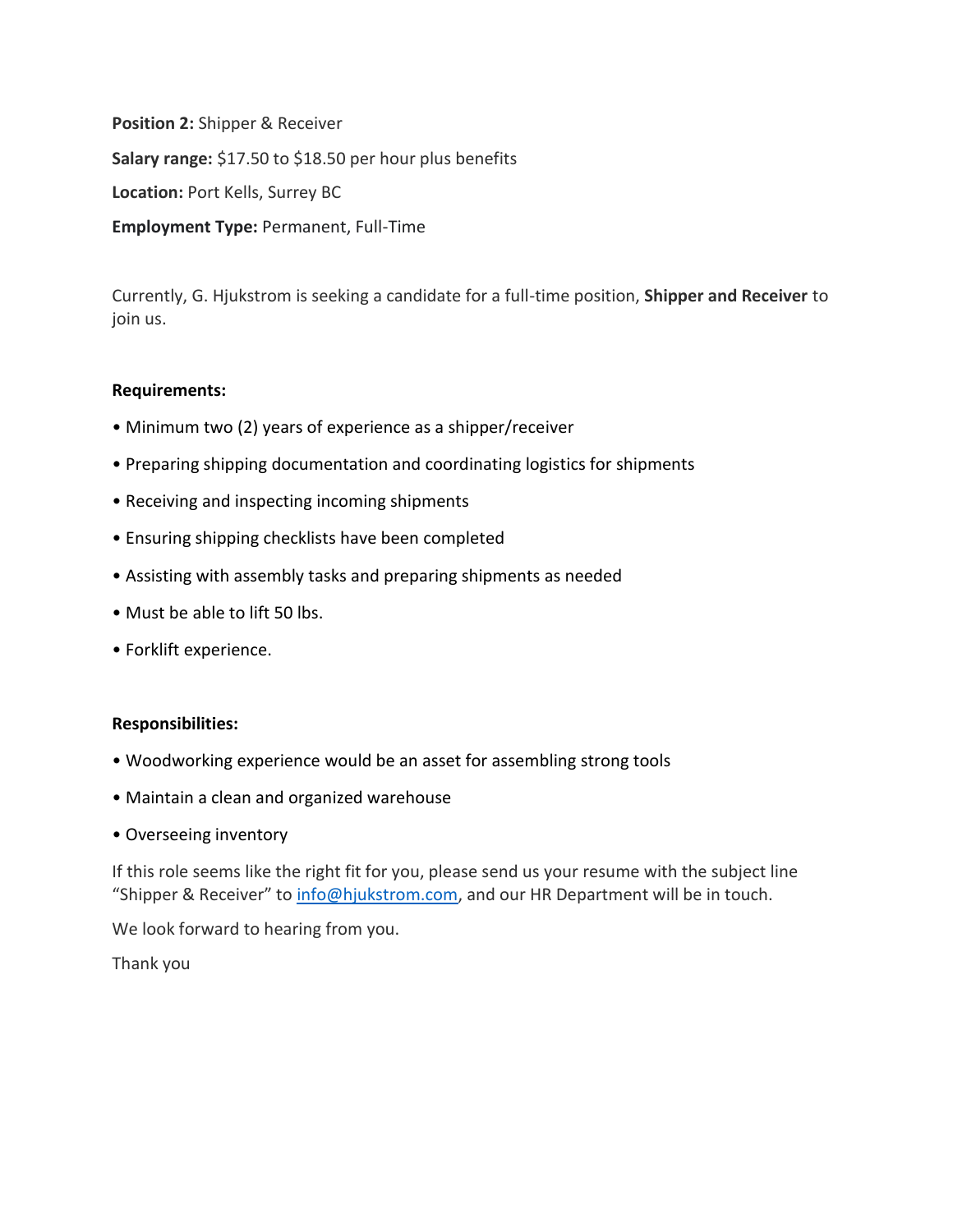**Position 2:** Shipper & Receiver

**Salary range:** $17.50 to $18.50 per hour plus benefits

**Location:** Port Kells, Surrey BC

**Employment Type:** Permanent, Full-Time

Currently, G. Hjukstrom is seeking a candidate for a full-time position, **Shipper and Receiver** to join us.

**Requirements:**

- Minimum two (2) years of experience as a shipper/receiver
- Preparing shipping documentation and coordinating logistics for shipments
- Receiving and inspecting incoming shipments
- Ensuring shipping checklists have been completed
- Assisting with assembly tasks and preparing shipments as needed
- Must be able to lift 50 lbs.
- Forklift experience.

**Responsibilities:**

- Woodworking experience would be an asset for assembling strong tools
- Maintain a clean and organized warehouse
- Overseeing inventory

If this role seems like the right fit for you, please send us your resume with the subject line "Shipper & Receiver" to info@hjukstrom.com, and our HR Department will be in touch.

We look forward to hearing from you.

Thank you